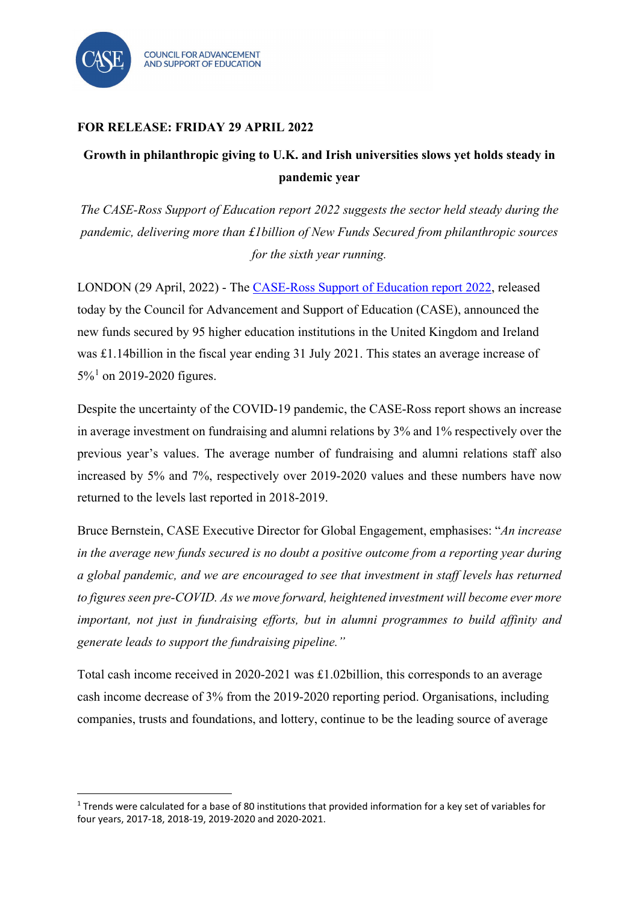COUNCIL FOR ADVANCEMENT AND SUPPORT OF EDUCATION

**FOR RELEASE: FRIDAY 29 APRIL 2022**

## Growth in philanthropic giving to U.K. and Irish universities slows yet holds steady in pandemic year

*The CASE-Ross Support of Education report 2022 suggests the sector held steady during the pandemic, delivering more than £1billion of New Funds Secured from philanthropic sources for the sixth year running.*

LONDON (29 April, 2022) - The [CASE-Ross Support of Education report 2022](), released today by the Council for Advancement and Support of Education (CASE), announced the new funds secured by 95 higher education institutions in the United Kingdom and Ireland was £1.14billion in the fiscal year ending 31 July 2021. This states an average increase of 5%[1] on 2019-2020 figures.

Despite the uncertainty of the COVID-19 pandemic, the CASE-Ross report shows an increase in average investment on fundraising and alumni relations by 3% and 1% respectively over the previous year's values. The average number of fundraising and alumni relations staff also increased by 5% and 7%, respectively over 2019-2020 values and these numbers have now returned to the levels last reported in 2018-2019.

Bruce Bernstein, CASE Executive Director for Global Engagement, emphasises: "*An increase in the average new funds secured is no doubt a positive outcome from a reporting year during a global pandemic, and we are encouraged to see that investment in staff levels has returned to figures seen pre-COVID. As we move forward, heightened investment will become ever more important, not just in fundraising efforts, but in alumni programmes to build affinity and generate leads to support the fundraising pipeline.*"

Total cash income received in 2020-2021 was £1.02billion, this corresponds to an average cash income decrease of 3% from the 2019-2020 reporting period. Organisations, including companies, trusts and foundations, and lottery, continue to be the leading source of average

[1] Trends were calculated for a base of 80 institutions that provided information for a key set of variables for four years, 2017-18, 2018-19, 2019-2020 and 2020-2021.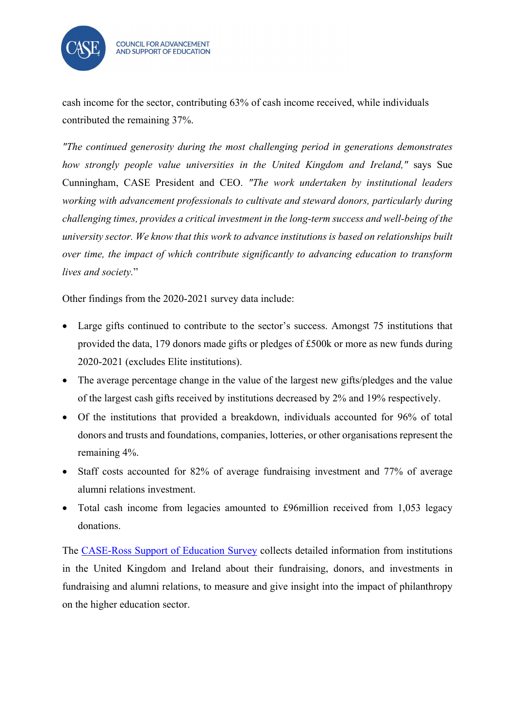cash income for the sector, contributing 63% of cash income received, while individuals contributed the remaining 37%.

*"The continued generosity during the most challenging period in generations demonstrates how strongly people value universities in the United Kingdom and Ireland,"* says Sue Cunningham, CASE President and CEO. *"The work undertaken by institutional leaders working with advancement professionals to cultivate and steward donors, particularly during challenging times, provides a critical investment in the long-term success and well-being of the university sector. We know that this work to advance institutions is based on relationships built over time, the impact of which contribute significantly to advancing education to transform lives and society.*"

Other findings from the 2020-2021 survey data include:

- Large gifts continued to contribute to the sector's success. Amongst 75 institutions that provided the data, 179 donors made gifts or pledges of £500k or more as new funds during 2020-2021 (excludes Elite institutions).
- The average percentage change in the value of the largest new gifts/pledges and the value of the largest cash gifts received by institutions decreased by 2% and 19% respectively.
- Of the institutions that provided a breakdown, individuals accounted for 96% of total donors and trusts and foundations, companies, lotteries, or other organisations represent the remaining 4%.
- Staff costs accounted for 82% of average fundraising investment and 77% of average alumni relations investment.
- Total cash income from legacies amounted to £96million received from 1,053 legacy donations.

The CASE-Ross Support of Education Survey collects detailed information from institutions in the United Kingdom and Ireland about their fundraising, donors, and investments in fundraising and alumni relations, to measure and give insight into the impact of philanthropy on the higher education sector.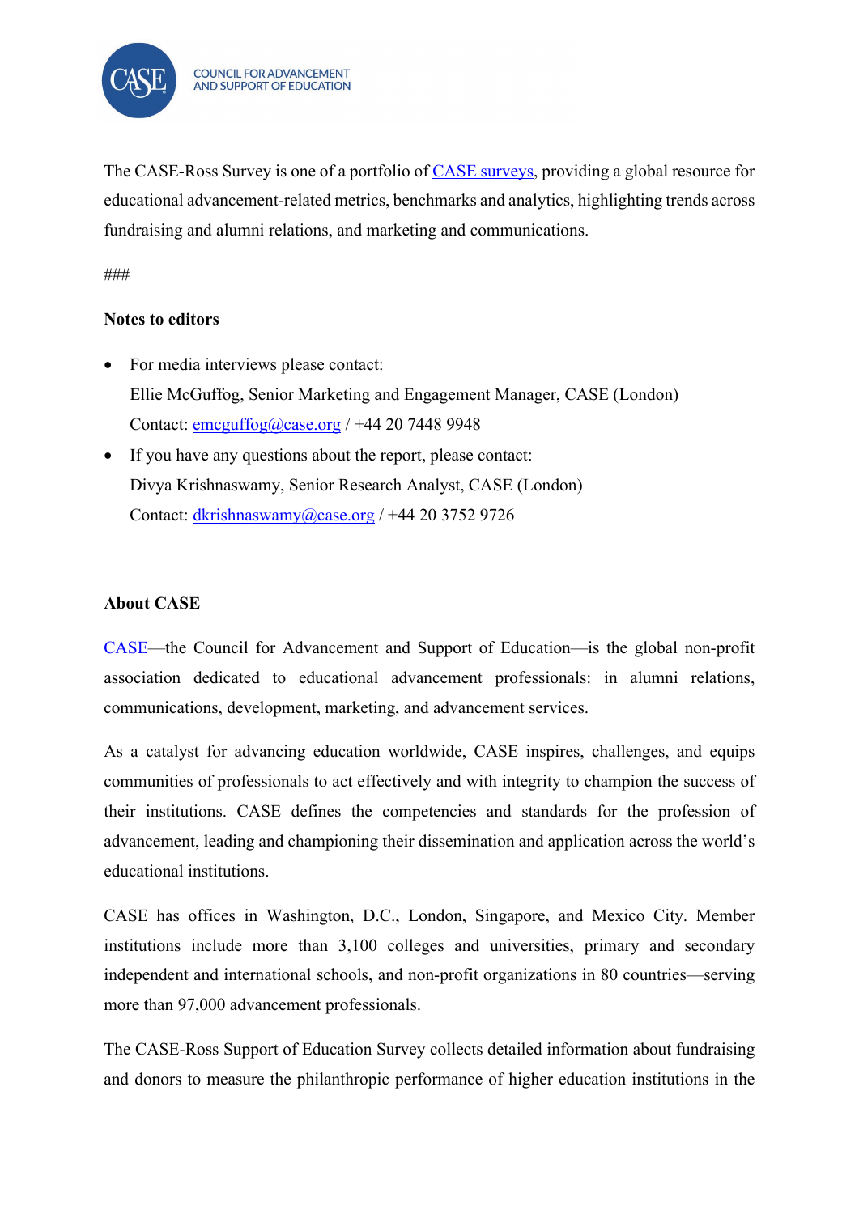The CASE-Ross Survey is one of a portfolio of CASE surveys, providing a global resource for educational advancement-related metrics, benchmarks and analytics, highlighting trends across fundraising and alumni relations, and marketing and communications.

###

**Notes to editors**

- For media interviews please contact:
  Ellie McGuffog, Senior Marketing and Engagement Manager, CASE (London)
  Contact: emcguffog@case.org / +44 20 7448 9948
- If you have any questions about the report, please contact:
  Divya Krishnaswamy, Senior Research Analyst, CASE (London)
  Contact: dkrishnaswamy@case.org / +44 20 3752 9726

**About CASE**

CASE—the Council for Advancement and Support of Education—is the global non-profit association dedicated to educational advancement professionals: in alumni relations, communications, development, marketing, and advancement services.

As a catalyst for advancing education worldwide, CASE inspires, challenges, and equips communities of professionals to act effectively and with integrity to champion the success of their institutions. CASE defines the competencies and standards for the profession of advancement, leading and championing their dissemination and application across the world's educational institutions.

CASE has offices in Washington, D.C., London, Singapore, and Mexico City. Member institutions include more than 3,100 colleges and universities, primary and secondary independent and international schools, and non-profit organizations in 80 countries—serving more than 97,000 advancement professionals.

The CASE-Ross Support of Education Survey collects detailed information about fundraising and donors to measure the philanthropic performance of higher education institutions in the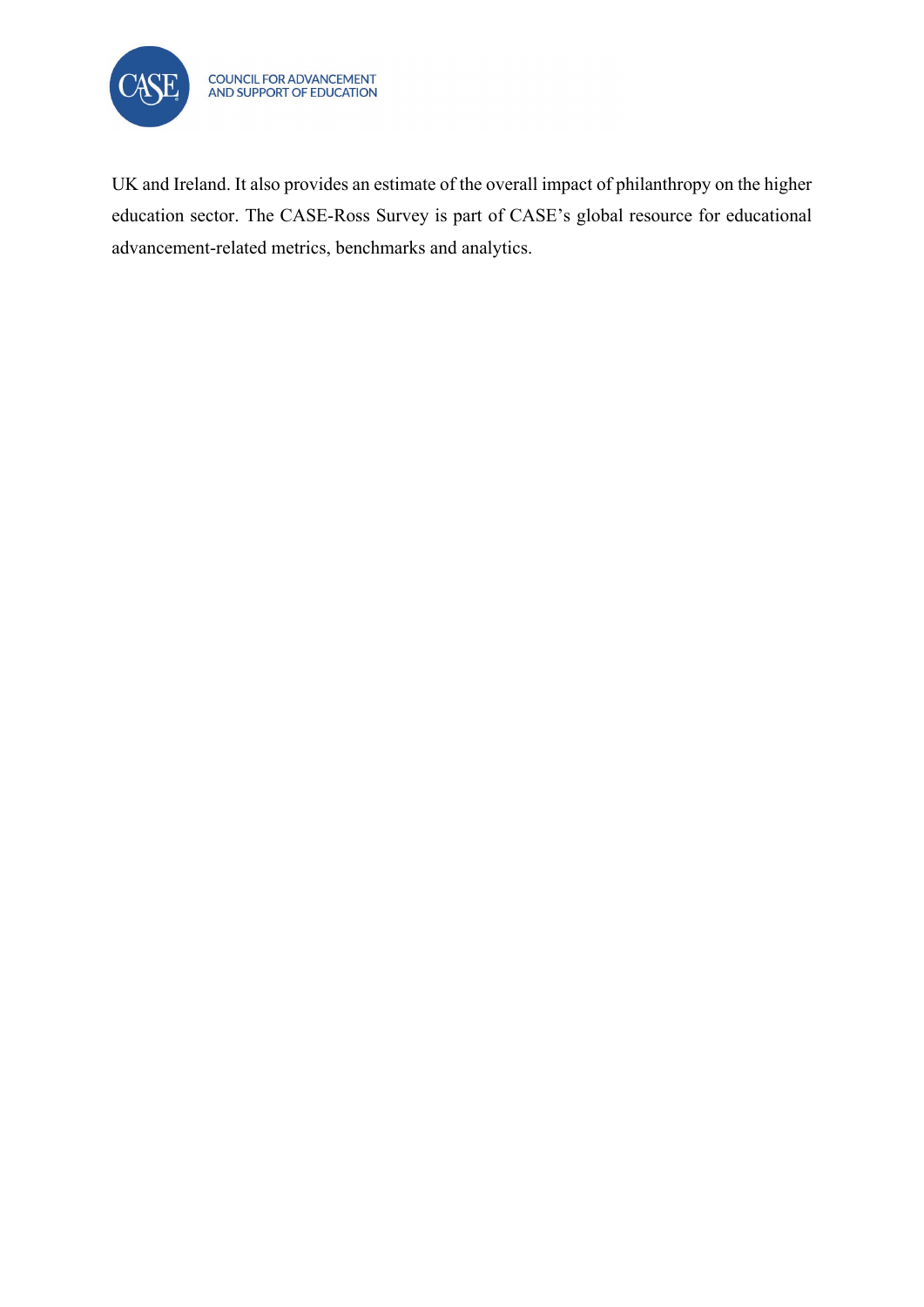UK and Ireland. It also provides an estimate of the overall impact of philanthropy on the higher education sector. The CASE-Ross Survey is part of CASE's global resource for educational advancement-related metrics, benchmarks and analytics.